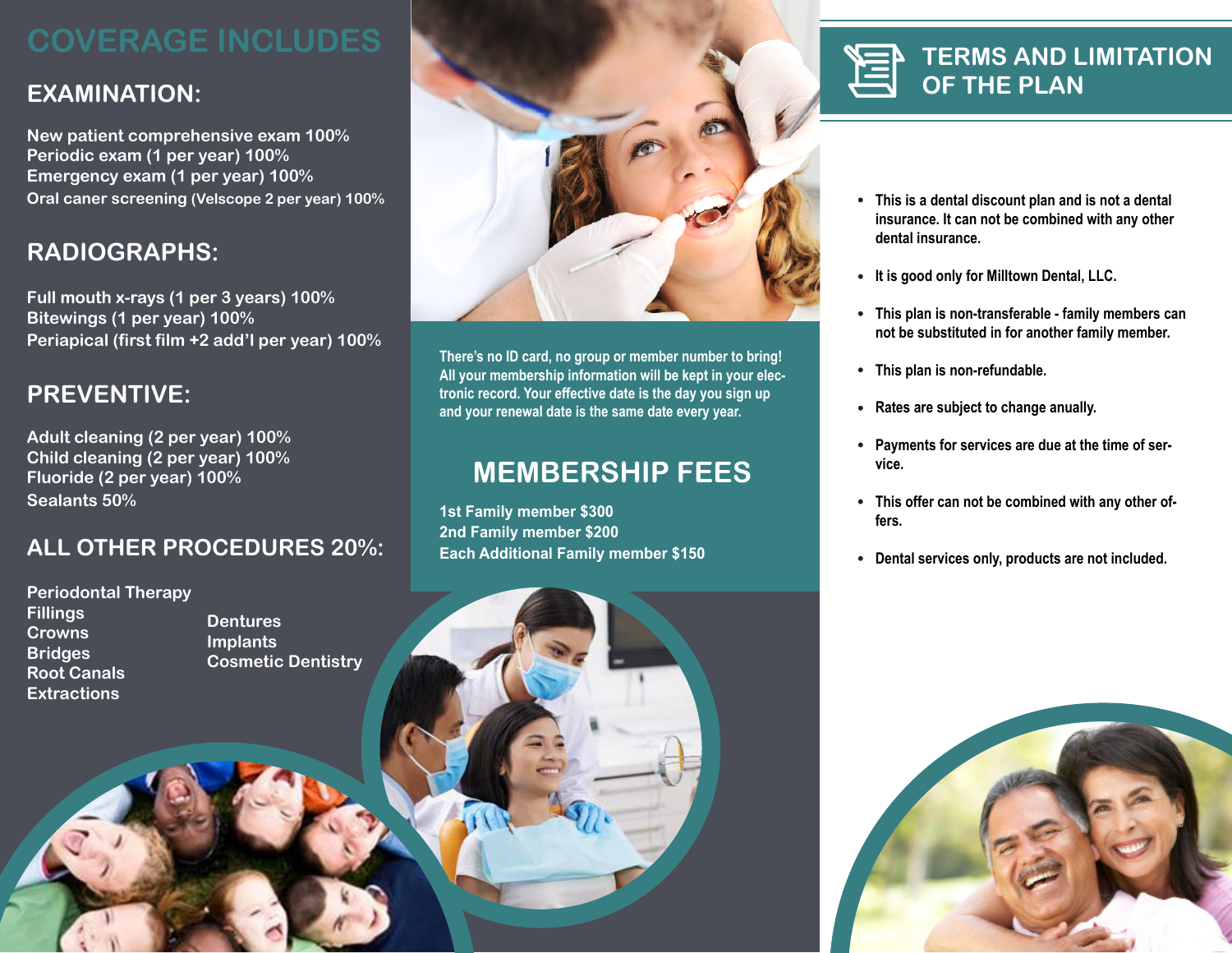# COVERAGE INCLUDES

## EXAMINATION:

New patient comprehensive exam 100%
Periodic exam (1 per year) 100%
Emergency exam (1 per year) 100%
Oral caner screening (Velscope 2 per year) 100%

## RADIOGRAPHS:

Full mouth x-rays (1 per 3 years) 100%
Bitewings (1 per year) 100%
Periapical (first film +2 add'l per year) 100%

## PREVENTIVE:

Adult cleaning (2 per year) 100%
Child cleaning (2 per year) 100%
Fluoride (2 per year) 100%
Sealants 50%

## ALL OTHER PROCEDURES 20%:

Periodontal Therapy
Fillings
Crowns
Bridges
Root Canals
Extractions
Dentures
Implants
Cosmetic Dentistry

There's no ID card, no group or member number to bring! All your membership information will be kept in your electronic record. Your effective date is the day you sign up and your renewal date is the same date every year.

## MEMBERSHIP FEES

1st Family member $300
2nd Family member $200
Each Additional Family member $150

## TERMS AND LIMITATION OF THE PLAN

- This is a dental discount plan and is not a dental insurance. It can not be combined with any other dental insurance.
- It is good only for Milltown Dental, LLC.
- This plan is non-transferable - family members can not be substituted in for another family member.
- This plan is non-refundable.
- Rates are subject to change anually.
- Payments for services are due at the time of service.
- This offer can not be combined with any other offers.
- Dental services only, products are not included.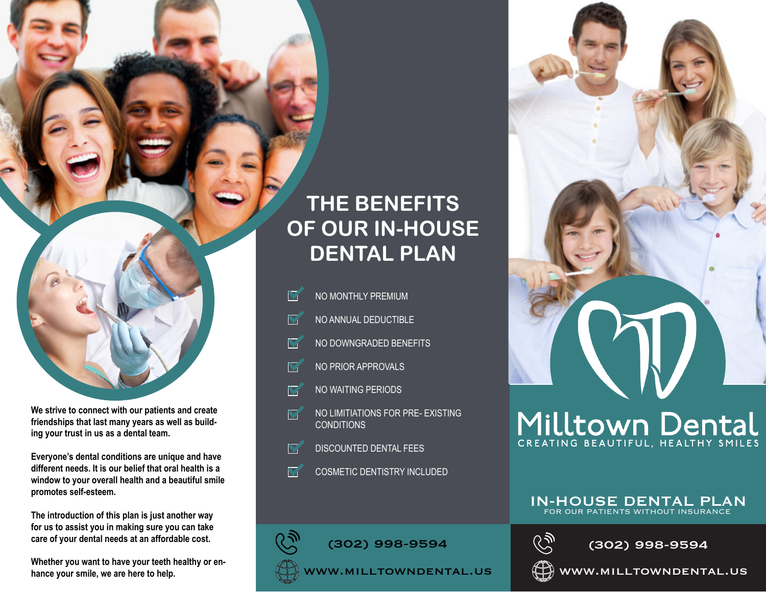We strive to connect with our patients and create friendships that last many years as well as building your trust in us as a dental team.

Everyone's dental conditions are unique and have different needs. It is our belief that oral health is a window to your overall health and a beautiful smile promotes self-esteem.

The introduction of this plan is just another way for us to assist you in making sure you can take care of your dental needs at an affordable cost.

Whether you want to have your teeth healthy or enhance your smile, we are here to help.

# THE BENEFITS OF OUR IN-HOUSE DENTAL PLAN

- NO MONTHLY PREMIUM
- NO ANNUAL DEDUCTIBLE
- NO DOWNGRADED BENEFITS
- NO PRIOR APPROVALS
- NO WAITING PERIODS
- NO LIMITIATIONS FOR PRE- EXISTING CONDITIONS
- DISCOUNTED DENTAL FEES
- COSMETIC DENTISTRY INCLUDED

(302) 998-9594

WWW.MILLTOWNDENTAL.US

# Milltown Dental

CREATING BEAUTIFUL, HEALTHY SMILES

## IN-HOUSE DENTAL PLAN

FOR OUR PATIENTS WITHOUT INSURANCE

(302) 998-9594

WWW.MILLTOWNDENTAL.US